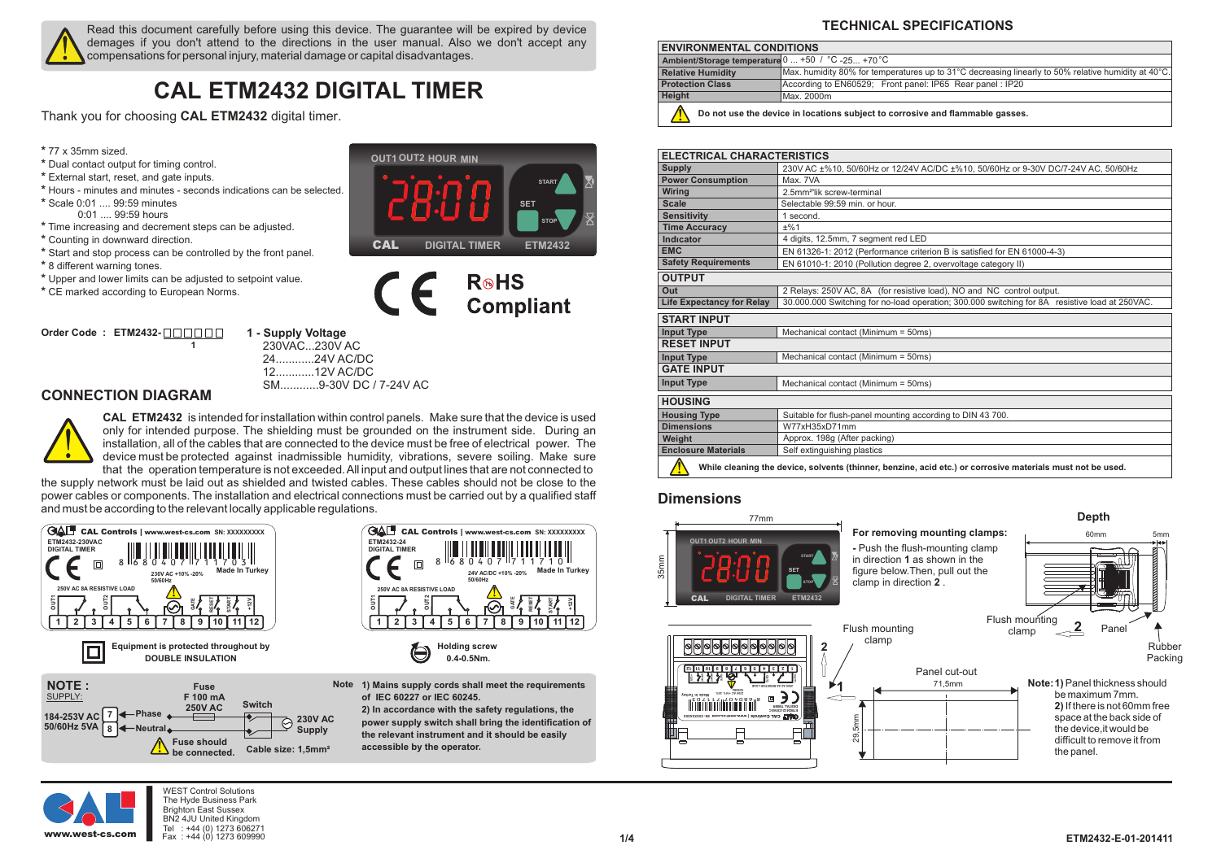Read this document carefully before using this device. The guarantee will be expired by device demages if you don't attend to the directions in the user manual. Also we don't accept any compensations for personal injury, material damage or capital disadvantages.

# CAL ETM2432 DIGITAL TIMER

Thank you for choosing **CAL ETM2432** digital timer.

* 77 x 35mm sized.
* Dual contact output for timing control.
* External start, reset, and gate inputs.
* Hours - minutes and minutes - seconds indications can be selected.
* Scale 0:01 .... 99:59 minutes
  0:01 .... 99:59 hours
* Time increasing and decrement steps can be adjusted.
* Counting in downward direction.
* Start and stop process can be controlled by the front panel.
* 8 different warning tones.
* Upper and lower limits can be adjusted to setpoint value.
* CE marked according to European Norms.

RoHS Compliant

**Order Code : ETM2432-** ☐☐☐☐☐☐ (1)

**1 - Supply Voltage**
230VAC...230V AC
24............24V AC/DC
12............12V AC/DC
SM............9-30V DC / 7-24V AC

## CONNECTION DIAGRAM

**CAL ETM2432** is intended for installation within control panels. Make sure that the device is used only for intended purpose. The shielding must be grounded on the instrument side. During an installation, all of the cables that are connected to the device must be free of electrical power. The device must be protected against inadmissible humidity, vibrations, severe soiling. Make sure that the operation temperature is not exceeded. All input and output lines that are not connected to the supply network must be laid out as shielded and twisted cables. These cables should not be close to the power cables or components. The installation and electrical connections must be carried out by a qualified staff and must be according to the relevant locally applicable regulations.

ETM2432-230VAC DIGITAL TIMER — 230V AC +10% -20% 50/60Hz — 250V AC 8A RESISTIVE LOAD — Terminals: OUT1, OUT2, GATE, RESET, START, +12V — 1 2 3 4 5 6 7 8 9 10 11 12

ETM2432-24 DIGITAL TIMER — 24V AC/DC +10% -20% 50/60Hz — 250V AC 8A RESISTIVE LOAD — Terminals: OUT1, OUT2, GATE, RESET, START, +12V — 1 2 3 4 5 6 7 8 9 10 11 12

Equipment is protected throughout by DOUBLE INSULATION

Holding screw 0.4-0.5Nm.

**NOTE :**
SUPPLY:
184-253V AC 50/60Hz 5VA — 7 Phase, 8 Neutral — Fuse F 100 mA 250V AC — Switch — 230V AC Supply
Fuse should be connected. Cable size: 1,5mm²

**Note**
1) Mains supply cords shall meet the requirements of IEC 60227 or IEC 60245.
2) In accordance with the safety regulations, the power supply switch shall bring the identification of the relevant instrument and it should be easily accessible by the operator.

## TECHNICAL SPECIFICATIONS

| ENVIRONMENTAL CONDITIONS | |
|---|---|
| Ambient/Storage temperature | 0 ... +50 / °C -25... +70 °C |
| Relative Humidity | Max. humidity 80% for temperatures up to 31°C decreasing linearly to 50% relative humidity at 40°C. |
| Protection Class | According to EN60529; Front panel: IP65 Rear panel : IP20 |
| Height | Max. 2000m |

**Do not use the device in locations subject to corrosive and flammable gasses.**

| ELECTRICAL CHARACTERISTICS | |
|---|---|
| Supply | 230V AC ±%10, 50/60Hz or 12/24V AC/DC ±%10, 50/60Hz or 9-30V DC/7-24V AC, 50/60Hz |
| Power Consumption | Max. 7VA |
| Wiring | 2.5mm²'lik screw-terminal |
| Scale | Selectable 99:59 min. or hour. |
| Sensitivity | 1 second. |
| Time Accuracy | ±%1 |
| Indicator | 4 digits, 12.5mm, 7 segment red LED |
| EMC | EN 61326-1: 2012 (Performance criterion B is satisfied for EN 61000-4-3) |
| Safety Requirements | EN 61010-1: 2010 (Pollution degree 2, overvoltage category II) |
| **OUTPUT** | |
| Out | 2 Relays: 250V AC, 8A (for resistive load), NO and NC control output. |
| Life Expectancy for Relay | 30.000.000 Switching for no-load operation; 300.000 switching for 8A resistive load at 250VAC. |

| START INPUT | |
|---|---|
| Input Type | Mechanical contact (Minimum = 50ms) |
| **RESET INPUT** | |
| Input Type | Mechanical contact (Minimum = 50ms) |
| **GATE INPUT** | |
| Input Type | Mechanical contact (Minimum = 50ms) |

| HOUSING | |
|---|---|
| Housing Type | Suitable for flush-panel mounting according to DIN 43 700. |
| Dimensions | W77xH35xD71mm |
| Weight | Approx. 198g (After packing) |
| Enclosure Materials | Self extinguishing plastics |

**While cleaning the device, solvents (thinner, benzine, acid etc.) or corrosive materials must not be used.**

## Dimensions

77mm; 35mm

**For removing mounting clamps:**
- Push the flush-mounting clamp in direction **1** as shown in the figure below.Then, pull out the clamp in direction **2** .

Depth: 60mm, 5mm

Flush mounting clamp — Panel — Rubber Packing

Panel cut-out: 71,5mm x 29,5mm

**Note: 1)** Panel thickness should be maximum 7mm.
**2)** If there is not 60mm free space at the back side of the device,it would be difficult to remove it from the panel.

WEST Control Solutions
The Hyde Business Park
Brighton East Sussex
BN2 4JU United Kingdom
Tel : +44 (0) 1273 606271
Fax : +44 (0) 1273 609990
www.west-cs.com

ETM2432-E-01-201411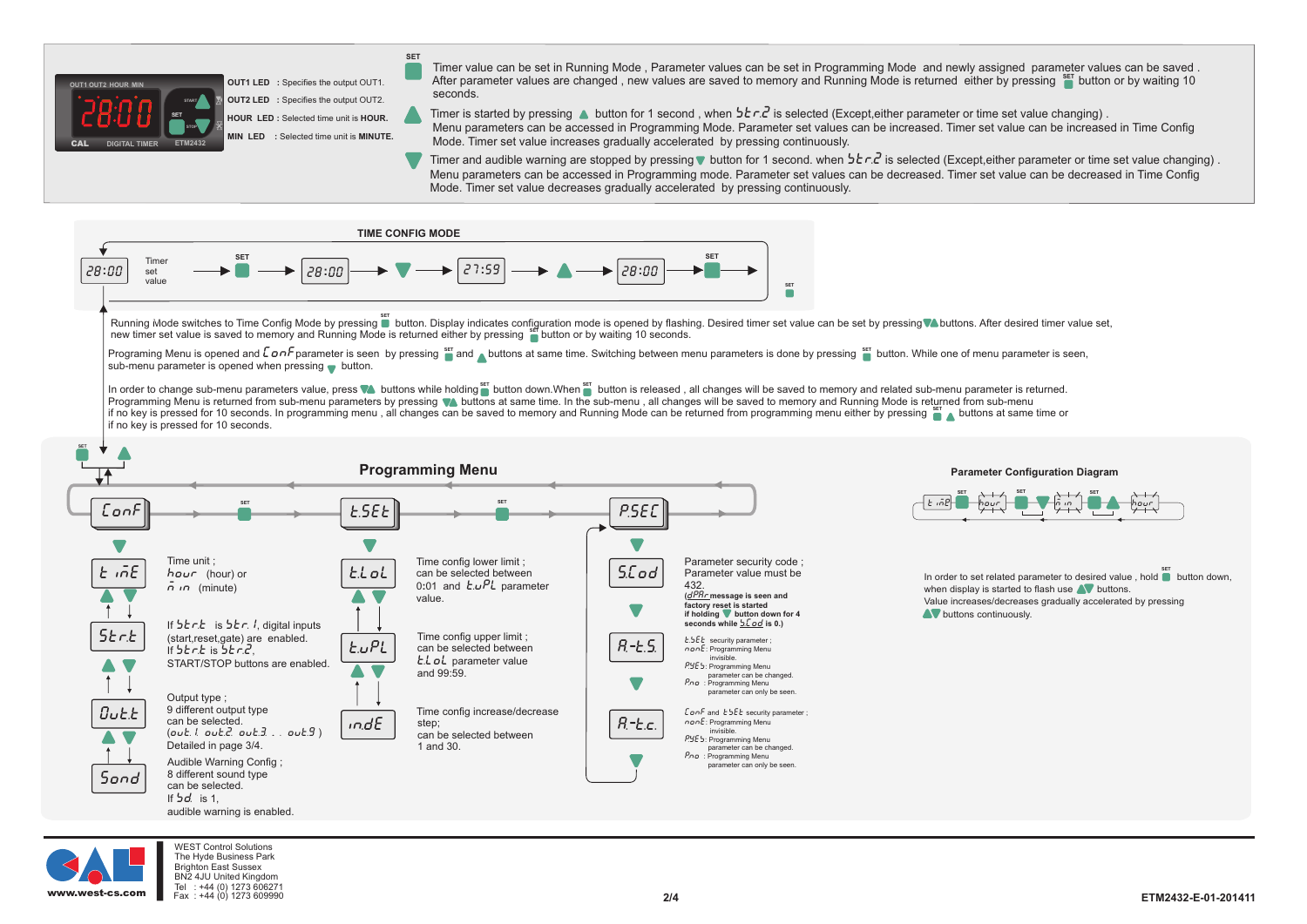OUT1 OUT2 HOUR MIN

28:00

CAL DIGITAL TIMER ETM2432

**OUT1 LED** : Specifies the output OUT1.

**OUT2 LED** : Specifies the output OUT2.

**HOUR LED** : Selected time unit is **HOUR.**

**MIN LED** : Selected time unit is **MINUTE.**

**SET** Timer value can be set in Running Mode , Parameter values can be set in Programming Mode and newly assigned parameter values can be saved . After parameter values are changed , new values are saved to memory and Running Mode is returned either by pressing SET button or by waiting 10 seconds.

**▲** Timer is started by pressing ▲ button for 1 second , when Str.2 is selected (Except,either parameter or time set value changing) . Menu parameters can be accessed in Programming Mode. Parameter set values can be increased. Timer set value can be increased in Time Config Mode. Timer set value increases gradually accelerated by pressing continuously.

**▼** Timer and audible warning are stopped by pressing ▼ button for 1 second. when Str.2 is selected (Except,either parameter or time set value changing) . Menu parameters can be accessed in Programming mode. Parameter set values can be decreased. Timer set value can be decreased in Time Config Mode. Timer set value decreases gradually accelerated by pressing continuously.

## TIME CONFIG MODE

28:00 Timer set value → SET → 28:00 → ▼ → 27:59 → ▲ → 28:00 → SET

Running Mode switches to Time Config Mode by pressing SET button. Display indicates configuration mode is opened by flashing. Desired timer set value can be set by pressing ▼▲ buttons. After desired timer value set, new timer set value is saved to memory and Running Mode is returned either by pressing SET button or by waiting 10 seconds.

Programing Menu is opened and ConF parameter is seen by pressing SET and ▲ buttons at same time. Switching between menu parameters is done by pressing SET button. While one of menu parameter is seen, sub-menu parameter is opened when pressing ▼ button.

In order to change sub-menu parameters value, press ▼▲ buttons while holding SET button down.When SET button is released , all changes will be saved to memory and related sub-menu parameter is returned. Programming Menu is returned from sub-menu parameters by pressing ▼▲ buttons at same time. In the sub-menu , all changes will be saved to memory and Running Mode is returned from sub-menu if no key is pressed for 10 seconds. In programming menu , all changes can be saved to memory and Running Mode can be returned from programming menu either by pressing SET ▲ buttons at same time or if no key is pressed for 10 seconds.

## Programming Menu

ConF → SET → t.SEt → SET → P.SEC

**ConF**

- **t iME** — Time unit ; hour (hour) or min (minute)
- **Str.t** — If Str.t is Str.1, digital inputs (start,reset,gate) are enabled. If Str.t is Str.2, START/STOP buttons are enabled.
- **Out.t** — Output type ; 9 different output type can be selected. (out.1 out.2 out.3 . . out.9 ) Detailed in page 3/4.
- **Sond** — Audible Warning Config ; 8 different sound type can be selected. If Sd. is 1, audible warning is enabled.

**t.SEt**

- **t.LoL** — Time config lower limit ; can be selected between 0:01 and t.uPL parameter value.
- **t.uPL** — Time config upper limit ; can be selected between t.LoL parameter value and 99:59.
- **ind.E** — Time config increase/decrease step; can be selected between 1 and 30.

**P.SEC**

- **S.Cod** — Parameter security code ; Parameter value must be 432. (**dPAr message is seen and factory reset is started if holding ▼ button down for 4 seconds while S.Cod is 0.)**
- **A.-t.S.** — t.SEt security parameter ;
  - nonE: Programming Menu invisible.
  - PYES: Programming Menu parameter can be changed.
  - P.no : Programming Menu parameter can only be seen.
- **A.-t.c.** — ConF and t.SEt security parameter ;
  - nonE: Programming Menu invisible.
  - PYES: Programming Menu parameter can be changed.
  - P.no : Programming Menu parameter can only be seen.

## Parameter Configuration Diagram

t iME → SET → hour → SET ▼ → min → SET ▲ → hour

In order to set related parameter to desired value , hold SET button down, when display is started to flash use ▲▼ buttons. Value increases/decreases gradually accelerated by pressing ▲▼ buttons continuously.

www.west-cs.com

WEST Control Solutions
The Hyde Business Park
Brighton East Sussex
BN2 4JU United Kingdom
Tel : +44 (0) 1273 606271
Fax : +44 (0) 1273 609990

ETM2432-E-01-201411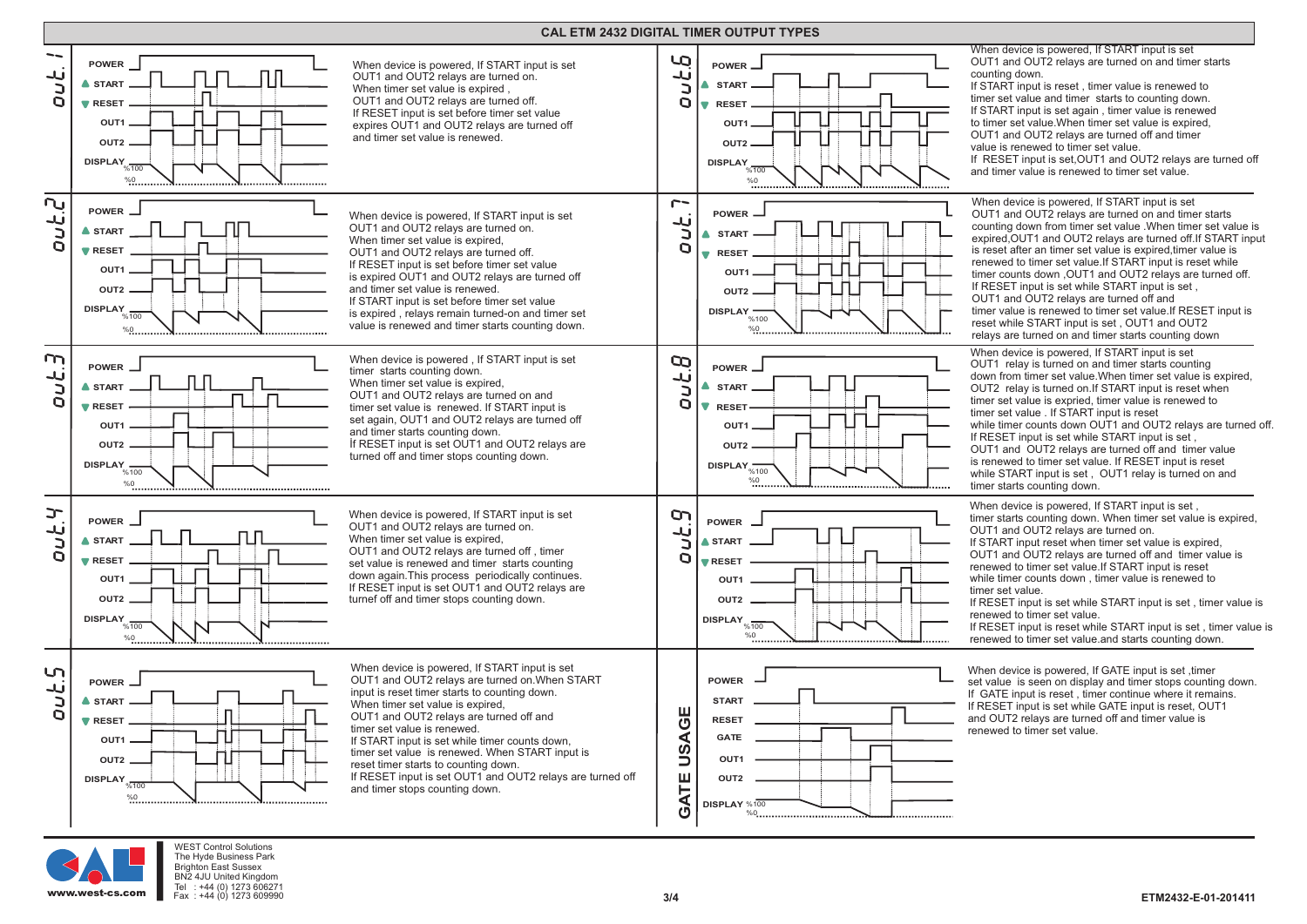# CAL ETM 2432 DIGITAL TIMER OUTPUT TYPES

## out.1

POWER, ▲ START, ▼ RESET, OUT1, OUT2, DISPLAY %100 %0

When device is powered, If START input is set OUT1 and OUT2 relays are turned on. When timer set value is expired , OUT1 and OUT2 relays are turned off. If RESET input is set before timer set value expires OUT1 and OUT2 relays are turned off and timer set value is renewed.

## out.2

POWER, ▲ START, ▼ RESET, OUT1, OUT2, DISPLAY %100 %0

When device is powered, If START input is set OUT1 and OUT2 relays are turned on. When timer set value is expired, OUT1 and OUT2 relays are turned off. If RESET input is set before timer set value is expired OUT1 and OUT2 relays are turned off and timer set value is renewed. If START input is set before timer set value is expired , relays remain turned-on and timer set value is renewed and timer starts counting down.

## out.3

POWER, ▲ START, ▼ RESET, OUT1, OUT2, DISPLAY %100 %0

When device is powered , If START input is set timer starts counting down. When timer set value is expired, OUT1 and OUT2 relays are turned on and timer set value is renewed. If START input is set again, OUT1 and OUT2 relays are turned off and timer starts counting down. İf RESET input is set OUT1 and OUT2 relays are turned off and timer stops counting down.

## out.4

POWER, ▲ START, ▼ RESET, OUT1, OUT2, DISPLAY %100 %0

When device is powered, If START input is set OUT1 and OUT2 relays are turned on. When timer set value is expired, OUT1 and OUT2 relays are turned off , timer set value is renewed and timer starts counting down again.This process periodically continues. If RESET input is set OUT1 and OUT2 relays are turnef off and timer stops counting down.

## out.5

POWER, ▲ START, ▼ RESET, OUT1, OUT2, DISPLAY %100 %0

When device is powered, If START input is set OUT1 and OUT2 relays are turned on.When START input is reset timer starts to counting down. When timer set value is expired, OUT1 and OUT2 relays are turned off and timer set value is renewed. If START input is set while timer counts down, timer set value is renewed. When START input is reset timer starts to counting down. If RESET input is set OUT1 and OUT2 relays are turned off and timer stops counting down.

## out.6

POWER, ▲ START, ▼ RESET, OUT1, OUT2, DISPLAY %100 %0

When device is powered, If START input is set OUT1 and OUT2 relays are turned on and timer starts counting down. If START input is reset , timer value is renewed to timer set value and timer starts to counting down. If START input is set again , timer value is renewed to timer set value.When timer set value is expired, OUT1 and OUT2 relays are turned off and timer value is renewed to timer set value. If RESET input is set,OUT1 and OUT2 relays are turned off and timer value is renewed to timer set value.

## out.7

POWER, ▲ START, ▼ RESET, OUT1, OUT2, DISPLAY %100 %0

When device is powered, If START input is set OUT1 and OUT2 relays are turned on and timer starts counting down from timer set value .When timer set value is expired,OUT1 and OUT2 relays are turned off.If START input is reset after an timer set value is expired,timer value is renewed to timer set value.If START input is reset while timer counts down ,OUT1 and OUT2 relays are turned off. If RESET input is set while START input is set , OUT1 and OUT2 relays are turned off and timer value is renewed to timer set value.If RESET input is reset while START input is set , OUT1 and OUT2 relays are turned on and timer starts counting down

## out.8

POWER, ▲ START, ▼ RESET, OUT1, OUT2, DISPLAY %100 %0

When device is powered, If START input is set OUT1 relay is turned on and timer starts counting down from timer set value.When timer set value is expired, OUT2 relay is turned on.If START input is reset when timer set value is expired, timer value is renewed to timer set value . If START input is reset while timer counts down OUT1 and OUT2 relays are turned off. If RESET input is set while START input is set , OUT1 and OUT2 relays are turned off and timer value is renewed to timer set value. If RESET input is reset while START input is set , OUT1 relay is turned on and timer starts counting down.

## out.9

POWER, ▲ START, ▼ RESET, OUT1, OUT2, DISPLAY %100 %0

When device is powered, If START input is set , timer starts counting down. When timer set value is expired, OUT1 and OUT2 relays are turned on. If START input reset when timer set value is expired, OUT1 and OUT2 relays are turned off and timer value is renewed to timer set value.If START input is reset while timer counts down , timer value is renewed to timer set value. If RESET input is set while START input is set , timer value is renewed to timer set value. If RESET input is reset while START input is set , timer value is renewed to timer set value.and starts counting down.

## GATE USAGE

POWER, START, RESET, GATE, OUT1, OUT2, DISPLAY %100 %0

When device is powered, If GATE input is set ,timer set value is seen on display and timer stops counting down. If GATE input is reset , timer continue where it remains. If RESET input is set while GATE input is reset, OUT1 and OUT2 relays are turned off and timer value is renewed to timer set value.

---

www.west-cs.com

WEST Control Solutions
The Hyde Business Park
Brighton East Sussex
BN2 4JU United Kingdom
Tel : +44 (0) 1273 606271
Fax : +44 (0) 1273 609990

ETM2432-E-01-201411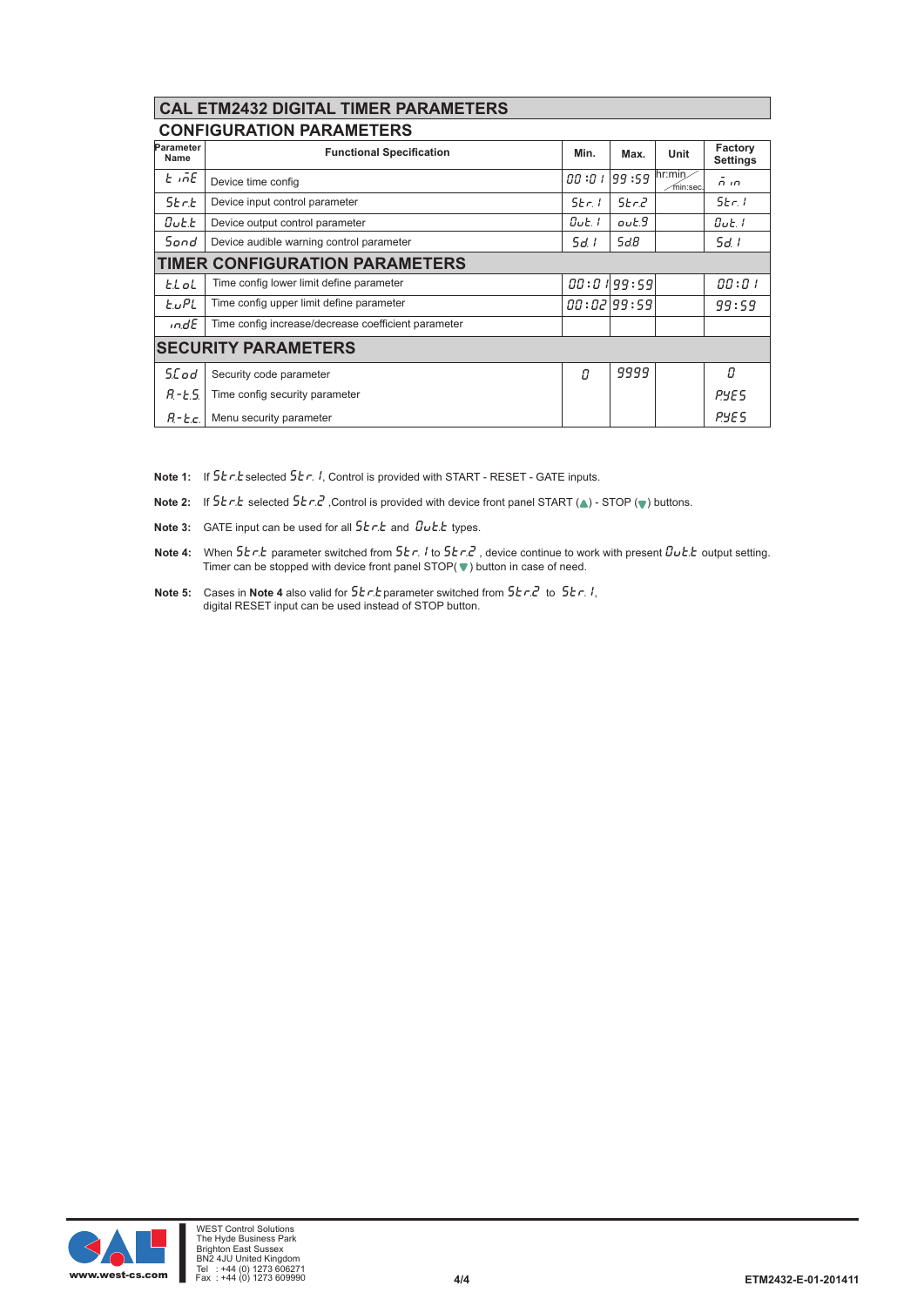## CAL ETM2432 DIGITAL TIMER PARAMETERS

### CONFIGURATION PARAMETERS

| Parameter Name | Functional Specification | Min. | Max. | Unit | Factory Settings |
|---|---|---|---|---|---|
| tınE | Device time config | 00:01 | 99:59 | hr:min / min:sec | ñın |
| Strt | Device input control parameter | Str.1 | Str2 | | Str.1 |
| Outt | Device output control parameter | Out.1 | out.9 | | Out.1 |
| Sond | Device audible warning control parameter | Sd.1 | Sd8 | | Sd.1 |
| **TIMER CONFIGURATION PARAMETERS** | | | | | |
| tLoL | Time config lower limit define parameter | 00:01 | 99:59 | | 00:01 |
| tuPL | Time config upper limit define parameter | 00:02 | 99:59 | | 99:59 |
| ındE | Time config increase/decrease coefficient parameter | | | | |
| **SECURITY PARAMETERS** | | | | | |
| SCod | Security code parameter | 0 | 9999 | | 0 |
| A-t.S. | Time config security parameter | | | | PYES |
| A-t.c. | Menu security parameter | | | | PYES |

**Note 1:** If Strt selected Str.1, Control is provided with START - RESET - GATE inputs.

**Note 2:** If Strt selected Str.2 ,Control is provided with device front panel START (▲) - STOP (▼) buttons.

**Note 3:** GATE input can be used for all Strt and Outt types.

**Note 4:** When Strt parameter switched from Str.1 to Str.2 , device continue to work with present Out.t output setting. Timer can be stopped with device front panel STOP(▼) button in case of need.

**Note 5:** Cases in **Note 4** also valid for Strt parameter switched from Str.2 to Str.1, digital RESET input can be used instead of STOP button.

www.west-cs.com

WEST Control Solutions
The Hyde Business Park
Brighton East Sussex
BN2 4JU United Kingdom
Tel : +44 (0) 1273 606271
Fax : +44 (0) 1273 609990

ETM2432-E-01-201411